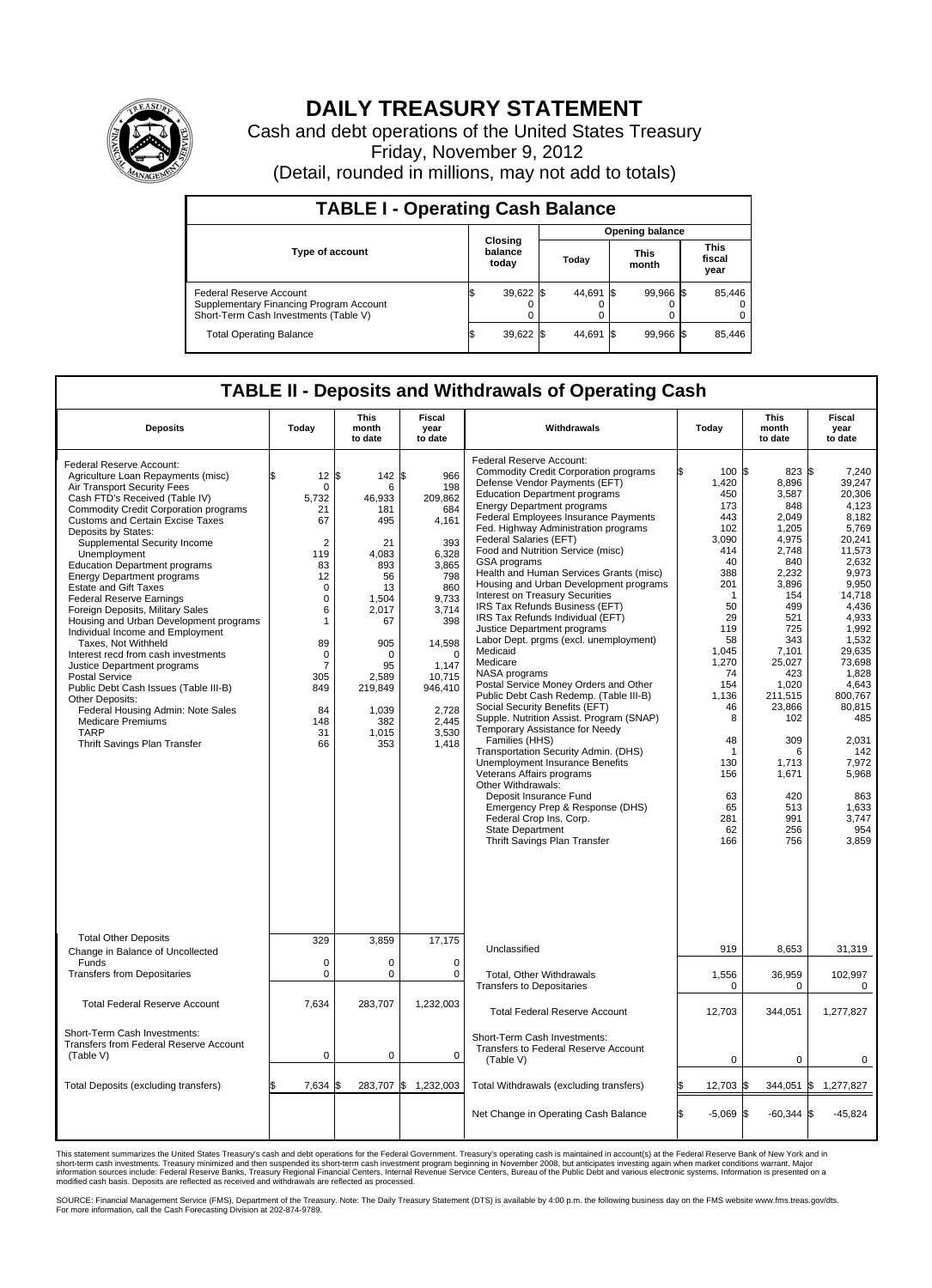# DAILY TREASURY STATEMENT

Cash and debt operations of the United States Treasury

Friday, November 9, 2012

(Detail, rounded in millions, may not add to totals)

## TABLE I - Operating Cash Balance

| Type of account | Closing balance today | Opening balance Today | Opening balance This month | Opening balance This fiscal year |
|---|---|---|---|---|
| Federal Reserve Account | $ 39,622 | $ 44,691 | $ 99,966 | $ 85,446 |
| Supplementary Financing Program Account | 0 | 0 | 0 | 0 |
| Short-Term Cash Investments (Table V) | 0 | 0 | 0 | 0 |
| Total Operating Balance | $ 39,622 | $ 44,691 | $ 99,966 | $ 85,446 |

## TABLE II - Deposits and Withdrawals of Operating Cash

| Deposits | Today | This month to date | Fiscal year to date | Withdrawals | Today | This month to date | Fiscal year to date |
|---|---|---|---|---|---|---|---|
| Federal Reserve Account: | | | | Federal Reserve Account: | | | |
| Agriculture Loan Repayments (misc) | $ 12 | $ 142 | $ 966 | Commodity Credit Corporation programs | $ 100 | $ 823 | $ 7,240 |
| Air Transport Security Fees | 0 | 6 | 198 | Defense Vendor Payments (EFT) | 1,420 | 8,896 | 39,247 |
| Cash FTD's Received (Table IV) | 5,732 | 46,933 | 209,862 | Education Department programs | 450 | 3,587 | 20,306 |
| Commodity Credit Corporation programs | 21 | 181 | 684 | Energy Department programs | 173 | 848 | 4,123 |
| Customs and Certain Excise Taxes | 67 | 495 | 4,161 | Federal Employees Insurance Payments | 443 | 2,049 | 8,182 |
| Deposits by States: | | | | Fed. Highway Administration programs | 102 | 1,205 | 5,769 |
| Supplemental Security Income | 2 | 21 | 393 | Federal Salaries (EFT) | 3,090 | 4,975 | 20,241 |
| Unemployment | 119 | 4,083 | 6,328 | Food and Nutrition Service (misc) | 414 | 2,748 | 11,573 |
| Education Department programs | 83 | 893 | 3,865 | GSA programs | 40 | 840 | 2,632 |
| Energy Department programs | 12 | 56 | 798 | Health and Human Services Grants (misc) | 388 | 2,232 | 9,973 |
| Estate and Gift Taxes | 0 | 13 | 860 | Housing and Urban Development programs | 201 | 3,896 | 9,950 |
| Federal Reserve Earnings | 0 | 1,504 | 9,733 | Interest on Treasury Securities | 1 | 154 | 14,718 |
| Foreign Deposits, Military Sales | 6 | 2,017 | 3,714 | IRS Tax Refunds Business (EFT) | 50 | 499 | 4,436 |
| Housing and Urban Development programs | 1 | 67 | 398 | IRS Tax Refunds Individual (EFT) | 29 | 521 | 4,933 |
| Individual Income and Employment Taxes, Not Withheld | 89 | 905 | 14,598 | Justice Department programs | 119 | 725 | 1,992 |
| Interest recd from cash investments | 0 | 0 | 0 | Labor Dept. prgms (excl. unemployment) | 58 | 343 | 1,532 |
| Justice Department programs | 7 | 95 | 1,147 | Medicaid | 1,045 | 7,101 | 29,635 |
| Postal Service | 305 | 2,589 | 10,715 | Medicare | 1,270 | 25,027 | 73,698 |
| Public Debt Cash Issues (Table III-B) | 849 | 219,849 | 946,410 | NASA programs | 74 | 423 | 1,828 |
| Other Deposits: | | | | Postal Service Money Orders and Other | 154 | 1,020 | 4,643 |
| Federal Housing Admin: Note Sales | 84 | 1,039 | 2,728 | Public Debt Cash Redemp. (Table III-B) | 1,136 | 211,515 | 800,767 |
| Medicare Premiums | 148 | 382 | 2,445 | Social Security Benefits (EFT) | 46 | 23,866 | 80,815 |
| TARP | 31 | 1,015 | 3,530 | Supple. Nutrition Assist. Program (SNAP) | 8 | 102 | 485 |
| Thrift Savings Plan Transfer | 66 | 353 | 1,418 | Temporary Assistance for Needy Families (HHS) | 48 | 309 | 2,031 |
| | | | | Transportation Security Admin. (DHS) | 1 | 6 | 142 |
| | | | | Unemployment Insurance Benefits | 130 | 1,713 | 7,972 |
| | | | | Veterans Affairs programs | 156 | 1,671 | 5,968 |
| | | | | Other Withdrawals: | | | |
| | | | | Deposit Insurance Fund | 63 | 420 | 863 |
| | | | | Emergency Prep & Response (DHS) | 65 | 513 | 1,633 |
| | | | | Federal Crop Ins. Corp. | 281 | 991 | 3,747 |
| | | | | State Department | 62 | 256 | 954 |
| | | | | Thrift Savings Plan Transfer | 166 | 756 | 3,859 |
| Total Other Deposits | 329 | 3,859 | 17,175 | Unclassified | 919 | 8,653 | 31,319 |
| Change in Balance of Uncollected Funds | 0 | 0 | 0 | | | | |
| Transfers from Depositaries | 0 | 0 | 0 | Total, Other Withdrawals | 1,556 | 36,959 | 102,997 |
| | | | | Transfers to Depositaries | 0 | 0 | 0 |
| Total Federal Reserve Account | 7,634 | 283,707 | 1,232,003 | Total Federal Reserve Account | 12,703 | 344,051 | 1,277,827 |
| Short-Term Cash Investments: Transfers from Federal Reserve Account (Table V) | 0 | 0 | 0 | Short-Term Cash Investments: Transfers to Federal Reserve Account (Table V) | 0 | 0 | 0 |
| Total Deposits (excluding transfers) | $ 7,634 | $ 283,707 | $ 1,232,003 | Total Withdrawals (excluding transfers) | $ 12,703 | $ 344,051 | $ 1,277,827 |
| | | | | Net Change in Operating Cash Balance | $ -5,069 | $ -60,344 | $ -45,824 |

This statement summarizes the United States Treasury's cash and debt operations for the Federal Government. Treasury's operating cash is maintained in account(s) at the Federal Reserve Bank of New York and in short-term cash investments. Treasury minimized and then suspended its short-term cash investment program beginning in November 2008, but anticipates investing again when market conditions warrant. Major information sources include: Federal Reserve Banks, Treasury Regional Financial Centers, Internal Revenue Service Centers, Bureau of the Public Debt and various electronic systems. Information is presented on a modified cash basis. Deposits are reflected as received and withdrawals are reflected as processed.

SOURCE: Financial Management Service (FMS), Department of the Treasury. Note: The Daily Treasury Statement (DTS) is available by 4:00 p.m. the following business day on the FMS website www.fms.treas.gov/dts. For more information, call the Cash Forecasting Division at 202-874-9789.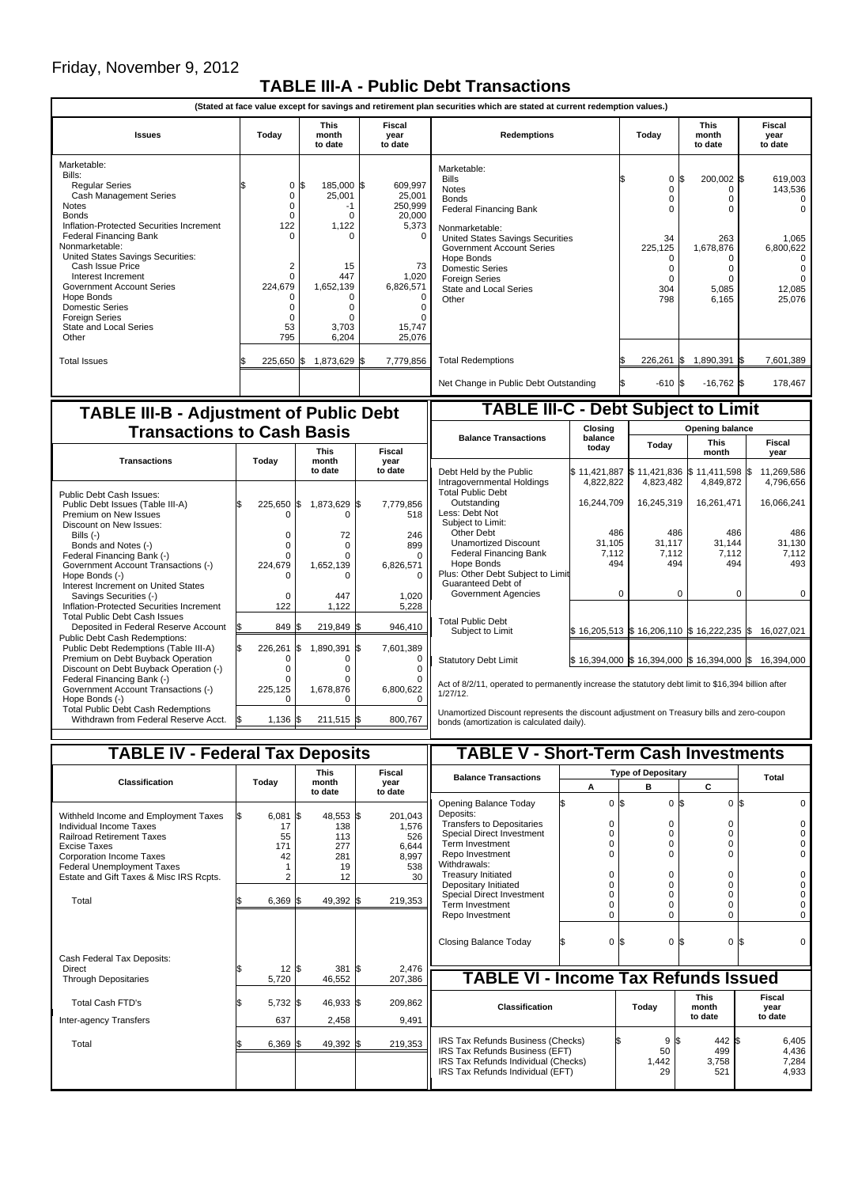Friday, November 9, 2012

# TABLE III-A - Public Debt Transactions

(Stated at face value except for savings and retirement plan securities which are stated at current redemption values.)

| Issues | Today | This month to date | Fiscal year to date |
|---|---|---|---|
| Marketable: | | | |
| Bills: | | | |
| Regular Series | $ 0 | $ 185,000 | $ 609,997 |
| Cash Management Series | 0 | 25,001 | 25,001 |
| Notes | 0 | -1 | 250,999 |
| Bonds | 0 | 0 | 20,000 |
| Inflation-Protected Securities Increment | 122 | 1,122 | 5,373 |
| Federal Financing Bank | 0 | 0 | 0 |
| Nonmarketable: | | | |
| United States Savings Securities: | | | |
| Cash Issue Price | 2 | 15 | 73 |
| Interest Increment | 0 | 447 | 1,020 |
| Government Account Series | 224,679 | 1,652,139 | 6,826,571 |
| Hope Bonds | 0 | 0 | 0 |
| Domestic Series | 0 | 0 | 0 |
| Foreign Series | 0 | 0 | 0 |
| State and Local Series | 53 | 3,703 | 15,747 |
| Other | 795 | 6,204 | 25,076 |
| Total Issues | $ 225,650 | $ 1,873,629 | $ 7,779,856 |

| Redemptions | Today | This month to date | Fiscal year to date |
|---|---|---|---|
| Marketable: | | | |
| Bills | $ 0 | $ 200,002 | $ 619,003 |
| Notes | 0 | 0 | 143,536 |
| Bonds | 0 | 0 | 0 |
| Federal Financing Bank | 0 | 0 | 0 |
| Nonmarketable: | | | |
| United States Savings Securities | 34 | 263 | 1,065 |
| Government Account Series | 225,125 | 1,678,876 | 6,800,622 |
| Hope Bonds | 0 | 0 | 0 |
| Domestic Series | 0 | 0 | 0 |
| Foreign Series | 0 | 0 | 0 |
| State and Local Series | 304 | 5,085 | 12,085 |
| Other | 798 | 6,165 | 25,076 |
| Total Redemptions | $ 226,261 | $ 1,890,391 | $ 7,601,389 |
| Net Change in Public Debt Outstanding | $ -610 | $ -16,762 | $ 178,467 |

# TABLE III-B - Adjustment of Public Debt Transactions to Cash Basis

| Transactions | Today | This month to date | Fiscal year to date |
|---|---|---|---|
| Public Debt Cash Issues: | | | |
| Public Debt Issues (Table III-A) | $ 225,650 | $ 1,873,629 | $ 7,779,856 |
| Premium on New Issues | 0 | 0 | 518 |
| Discount on New Issues: | | | |
| Bills (-) | 0 | 72 | 246 |
| Bonds and Notes (-) | 0 | 0 | 899 |
| Federal Financing Bank (-) | 0 | 0 | 0 |
| Government Account Transactions (-) | 224,679 | 1,652,139 | 6,826,571 |
| Hope Bonds (-) | 0 | 0 | 0 |
| Interest Increment on United States Savings Securities (-) | 0 | 447 | 1,020 |
| Inflation-Protected Securities Increment | 122 | 1,122 | 5,228 |
| Total Public Debt Cash Issues Deposited in Federal Reserve Account | $ 849 | $ 219,849 | $ 946,410 |
| Public Debt Cash Redemptions: | | | |
| Public Debt Redemptions (Table III-A) | $ 226,261 | $ 1,890,391 | $ 7,601,389 |
| Premium on Debt Buyback Operation | 0 | 0 | 0 |
| Discount on Debt Buyback Operation (-) | 0 | 0 | 0 |
| Federal Financing Bank (-) | 0 | 0 | 0 |
| Government Account Transactions (-) | 225,125 | 1,678,876 | 6,800,622 |
| Hope Bonds (-) | 0 | 0 | 0 |
| Total Public Debt Cash Redemptions Withdrawn from Federal Reserve Acct. | $ 1,136 | $ 211,515 | $ 800,767 |

# TABLE III-C - Debt Subject to Limit

| Balance Transactions | Closing balance today | Opening balance Today | Opening balance This month | Opening balance Fiscal year |
|---|---|---|---|---|
| Debt Held by the Public | $ 11,421,887 | $ 11,421,836 | $ 11,411,598 | $ 11,269,586 |
| Intragovernmental Holdings | 4,822,822 | 4,823,482 | 4,849,872 | 4,796,656 |
| Total Public Debt Outstanding | 16,244,709 | 16,245,319 | 16,261,471 | 16,066,241 |
| Less: Debt Not Subject to Limit: | | | | |
| Other Debt | 486 | 486 | 486 | 486 |
| Unamortized Discount | 31,105 | 31,117 | 31,144 | 31,130 |
| Federal Financing Bank | 7,112 | 7,112 | 7,112 | 7,112 |
| Hope Bonds | 494 | 494 | 494 | 493 |
| Plus: Other Debt Subject to Limit Guaranteed Debt of Government Agencies | 0 | 0 | 0 | 0 |
| Total Public Debt Subject to Limit | $ 16,205,513 | $ 16,206,110 | $ 16,222,235 | $ 16,027,021 |
| Statutory Debt Limit | $ 16,394,000 | $ 16,394,000 | $ 16,394,000 | $ 16,394,000 |

Act of 8/2/11, operated to permanently increase the statutory debt limit to $16,394 billion after 1/27/12.

Unamortized Discount represents the discount adjustment on Treasury bills and zero-coupon bonds (amortization is calculated daily).

# TABLE IV - Federal Tax Deposits

| Classification | Today | This month to date | Fiscal year to date |
|---|---|---|---|
| Withheld Income and Employment Taxes | $ 6,081 | $ 48,553 | $ 201,043 |
| Individual Income Taxes | 17 | 138 | 1,576 |
| Railroad Retirement Taxes | 55 | 113 | 526 |
| Excise Taxes | 171 | 277 | 6,644 |
| Corporation Income Taxes | 42 | 281 | 8,997 |
| Federal Unemployment Taxes | 1 | 19 | 538 |
| Estate and Gift Taxes & Misc IRS Rcpts. | 2 | 12 | 30 |
| Total | $ 6,369 | $ 49,392 | $ 219,353 |
| Cash Federal Tax Deposits: | | | |
| Direct | $ 12 | $ 381 | $ 2,476 |
| Through Depositaries | 5,720 | 46,552 | 207,386 |
| Total Cash FTD's | $ 5,732 | $ 46,933 | $ 209,862 |
| Inter-agency Transfers | 637 | 2,458 | 9,491 |
| Total | $ 6,369 | $ 49,392 | $ 219,353 |

# TABLE V - Short-Term Cash Investments

| Balance Transactions | Type of Depositary A | Type of Depositary B | Type of Depositary C | Total |
|---|---|---|---|---|
| Opening Balance Today | $ 0 | $ 0 | $ 0 | $ 0 |
| Deposits: | | | | |
| Transfers to Depositaries | 0 | 0 | 0 | 0 |
| Special Direct Investment | 0 | 0 | 0 | 0 |
| Term Investment | 0 | 0 | 0 | 0 |
| Repo Investment | 0 | 0 | 0 | 0 |
| Withdrawals: | | | | |
| Treasury Initiated | 0 | 0 | 0 | 0 |
| Depositary Initiated | 0 | 0 | 0 | 0 |
| Special Direct Investment | 0 | 0 | 0 | 0 |
| Term Investment | 0 | 0 | 0 | 0 |
| Repo Investment | 0 | 0 | 0 | 0 |
| Closing Balance Today | $ 0 | $ 0 | $ 0 | $ 0 |

# TABLE VI - Income Tax Refunds Issued

| Classification | Today | This month to date | Fiscal year to date |
|---|---|---|---|
| IRS Tax Refunds Business (Checks) | $ 9 | $ 442 | $ 6,405 |
| IRS Tax Refunds Business (EFT) | 50 | 499 | 4,436 |
| IRS Tax Refunds Individual (Checks) | 1,442 | 3,758 | 7,284 |
| IRS Tax Refunds Individual (EFT) | 29 | 521 | 4,933 |